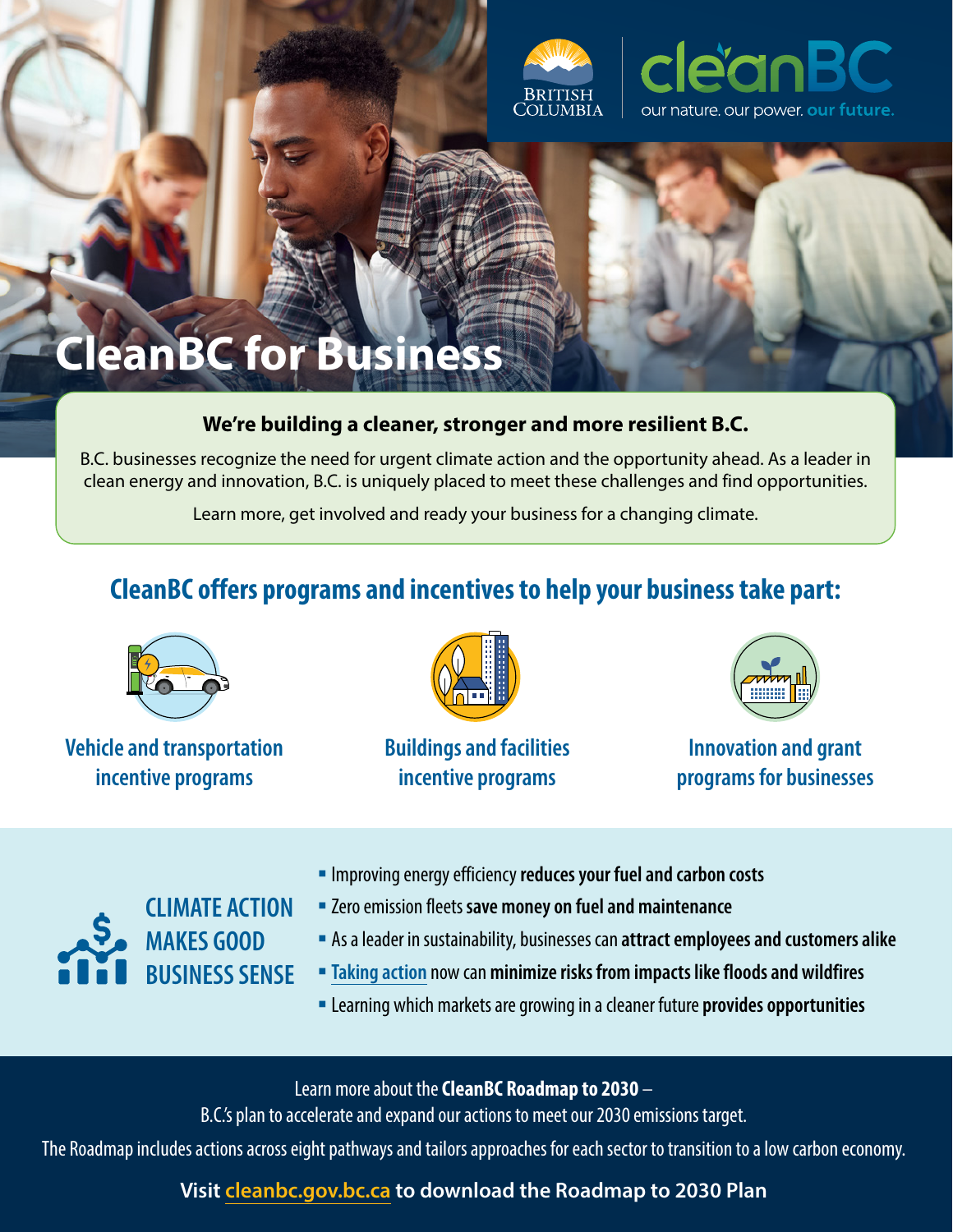BRITISH COLUMBIA

cleanBC

our nature. our power. our future.

# CleanBC for Business

**We're building a cleaner, stronger and more resilient B.C.**

B.C. businesses recognize the need for urgent climate action and the opportunity ahead. As a leader in clean energy and innovation, B.C. is uniquely placed to meet these challenges and find opportunities.

Learn more, get involved and ready your business for a changing climate.

## CleanBC offers programs and incentives to help your business take part:

Vehicle and transportation incentive programs

Buildings and facilities incentive programs

Innovation and grant programs for businesses

## CLIMATE ACTION MAKES GOOD BUSINESS SENSE

- Improving energy efficiency **reduces your fuel and carbon costs**
- Zero emission fleets **save money on fuel and maintenance**
- As a leader in sustainability, businesses can **attract employees and customers alike**
- Taking action now can **minimize risks from impacts like floods and wildfires**
- Learning which markets are growing in a cleaner future **provides opportunities**

Learn more about the **CleanBC Roadmap to 2030** – B.C.'s plan to accelerate and expand our actions to meet our 2030 emissions target.

The Roadmap includes actions across eight pathways and tailors approaches for each sector to transition to a low carbon economy.

**Visit cleanbc.gov.bc.ca to download the Roadmap to 2030 Plan**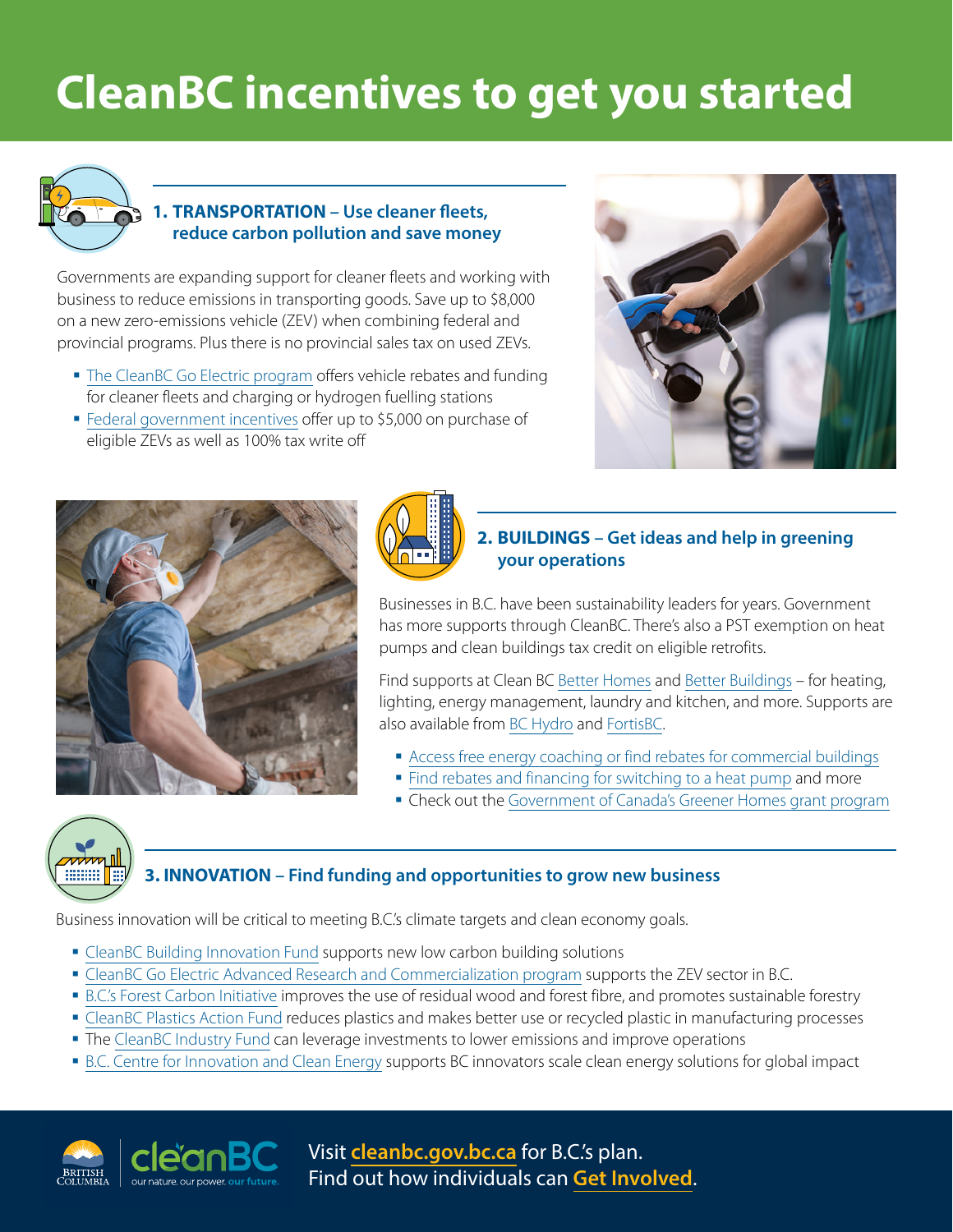// Interpreting "no images were detected" as license to omit image_ref tags; photos/icons are decorative.
# CleanBC incentives to get you started

## 1. TRANSPORTATION – Use cleaner fleets, reduce carbon pollution and save money

Governments are expanding support for cleaner fleets and working with business to reduce emissions in transporting goods. Save up to $8,000 on a new zero-emissions vehicle (ZEV) when combining federal and provincial programs. Plus there is no provincial sales tax on used ZEVs.

- The CleanBC Go Electric program offers vehicle rebates and funding for cleaner fleets and charging or hydrogen fuelling stations
- Federal government incentives offer up to $5,000 on purchase of eligible ZEVs as well as 100% tax write off

## 2. BUILDINGS – Get ideas and help in greening your operations

Businesses in B.C. have been sustainability leaders for years. Government has more supports through CleanBC. There's also a PST exemption on heat pumps and clean buildings tax credit on eligible retrofits.

Find supports at Clean BC Better Homes and Better Buildings – for heating, lighting, energy management, laundry and kitchen, and more. Supports are also available from BC Hydro and FortisBC.

- Access free energy coaching or find rebates for commercial buildings
- Find rebates and financing for switching to a heat pump and more
- Check out the Government of Canada's Greener Homes grant program

## 3. INNOVATION – Find funding and opportunities to grow new business

Business innovation will be critical to meeting B.C.'s climate targets and clean economy goals.

- CleanBC Building Innovation Fund supports new low carbon building solutions
- CleanBC Go Electric Advanced Research and Commercialization program supports the ZEV sector in B.C.
- B.C.'s Forest Carbon Initiative improves the use of residual wood and forest fibre, and promotes sustainable forestry
- CleanBC Plastics Action Fund reduces plastics and makes better use or recycled plastic in manufacturing processes
- The CleanBC Industry Fund can leverage investments to lower emissions and improve operations
- B.C. Centre for Innovation and Clean Energy supports BC innovators scale clean energy solutions for global impact

BRITISH COLUMBIA | cleanBC our nature. our power. our future.

Visit **cleanbc.gov.bc.ca** for B.C.'s plan.
Find out how individuals can **Get Involved**.